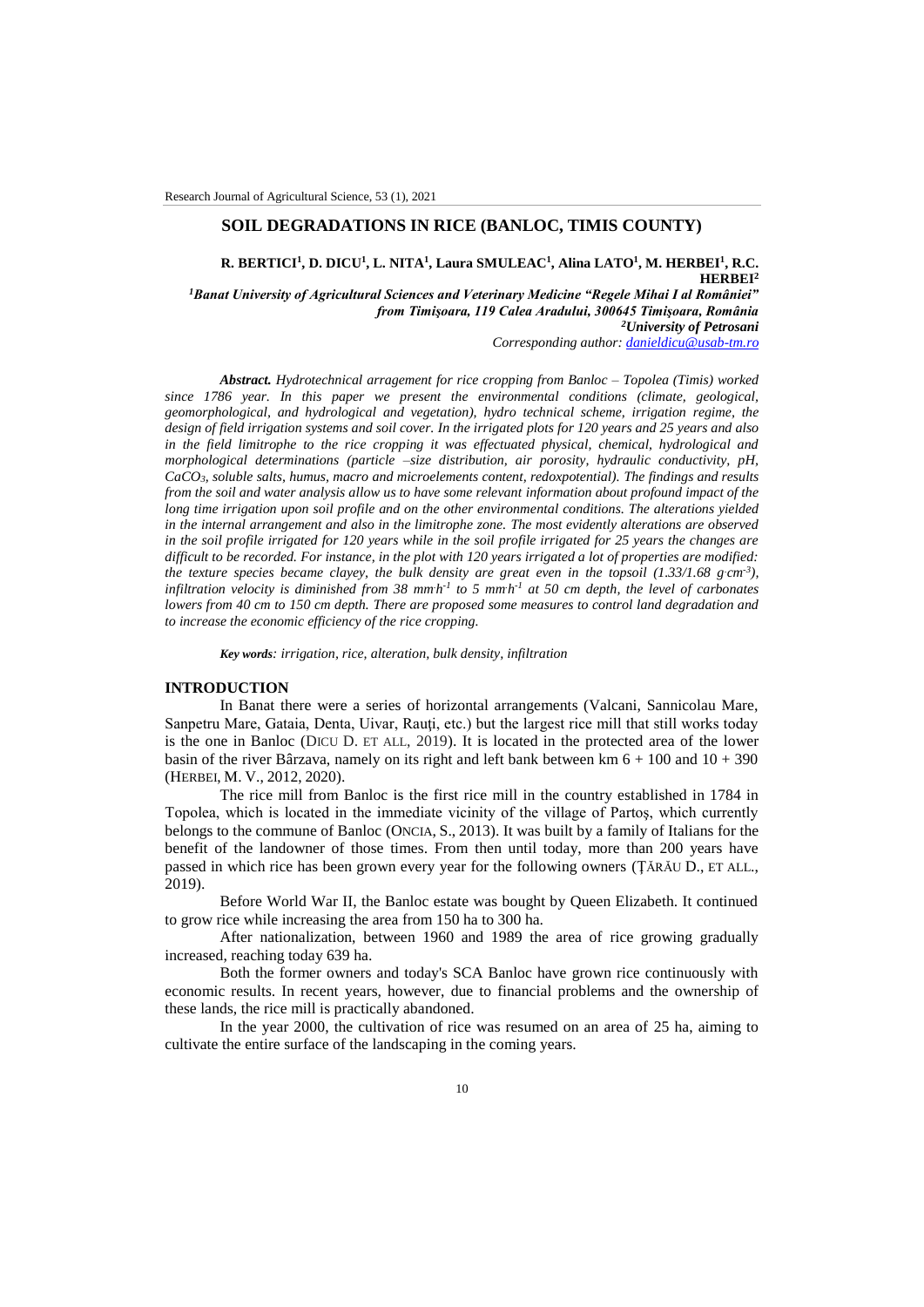# SOIL DEGRADATIONS IN RICE (BANLOC, TIMIS COUNTY)

**R. BERTICI[1], D. DICU[1], L. NITA[1], Laura SMULEAC[1], Alina LATO[1], M. HERBEI[1], R.C. HERBEI[2]**

*[1]Banat University of Agricultural Sciences and Veterinary Medicine "Regele Mihai I al României" from Timişoara, 119 Calea Aradului, 300645 Timişoara, România*
*[2]University of Petrosani*
*Corresponding author: danieldicu@usab-tm.ro*

***Abstract.*** *Hydrotechnical arragement for rice cropping from Banloc – Topolea (Timis) worked since 1786 year. In this paper we present the environmental conditions (climate, geological, geomorphological, and hydrological and vegetation), hydro technical scheme, irrigation regime, the design of field irrigation systems and soil cover. In the irrigated plots for 120 years and 25 years and also in the field limitrophe to the rice cropping it was effectuated physical, chemical, hydrological and morphological determinations (particle –size distribution, air porosity, hydraulic conductivity, pH, $CaCO_3$, soluble salts, humus, macro and microelements content, redoxpotential). The findings and results from the soil and water analysis allow us to have some relevant information about profound impact of the long time irrigation upon soil profile and on the other environmental conditions. The alterations yielded in the internal arrangement and also in the limitrophe zone. The most evidently alterations are observed in the soil profile irrigated for 120 years while in the soil profile irrigated for 25 years the changes are difficult to be recorded. For instance, in the plot with 120 years irrigated a lot of properties are modified: the texture species became clayey, the bulk density are great even in the topsoil (1.33/1.68 $g \cdot cm^{-3}$), infiltration velocity is diminished from 38 $mm \cdot h^{-1}$ to 5 $mm \cdot h^{-1}$ at 50 cm depth, the level of carbonates lowers from 40 cm to 150 cm depth. There are proposed some measures to control land degradation and to increase the economic efficiency of the rice cropping.*

***Key words****: irrigation, rice, alteration, bulk density, infiltration*

## INTRODUCTION

In Banat there were a series of horizontal arrangements (Valcani, Sannicolau Mare, Sanpetru Mare, Gataia, Denta, Uivar, Rauţi, etc.) but the largest rice mill that still works today is the one in Banloc (DICU D. ET ALL, 2019). It is located in the protected area of the lower basin of the river Bârzava, namely on its right and left bank between km 6 + 100 and 10 + 390 (HERBEI, M. V., 2012, 2020).

The rice mill from Banloc is the first rice mill in the country established in 1784 in Topolea, which is located in the immediate vicinity of the village of Partoş, which currently belongs to the commune of Banloc (ONCIA, S., 2013). It was built by a family of Italians for the benefit of the landowner of those times. From then until today, more than 200 years have passed in which rice has been grown every year for the following owners (ŢĂRĂU D., ET ALL., 2019).

Before World War II, the Banloc estate was bought by Queen Elizabeth. It continued to grow rice while increasing the area from 150 ha to 300 ha.

After nationalization, between 1960 and 1989 the area of rice growing gradually increased, reaching today 639 ha.

Both the former owners and today's SCA Banloc have grown rice continuously with economic results. In recent years, however, due to financial problems and the ownership of these lands, the rice mill is practically abandoned.

In the year 2000, the cultivation of rice was resumed on an area of 25 ha, aiming to cultivate the entire surface of the landscaping in the coming years.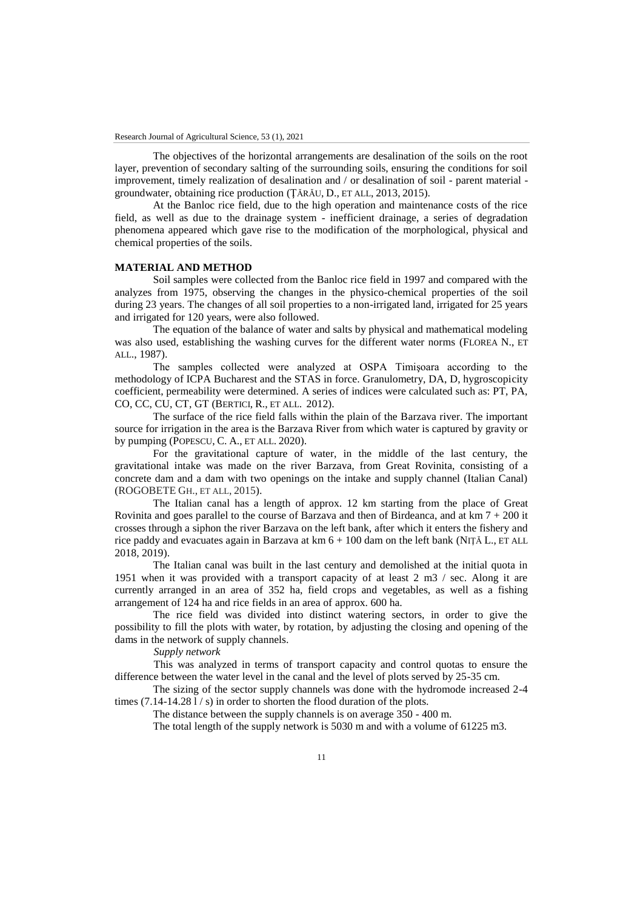The objectives of the horizontal arrangements are desalination of the soils on the root layer, prevention of secondary salting of the surrounding soils, ensuring the conditions for soil improvement, timely realization of desalination and / or desalination of soil - parent material - groundwater, obtaining rice production (ȚĂRĂU, D., ET ALL, 2013, 2015).

At the Banloc rice field, due to the high operation and maintenance costs of the rice field, as well as due to the drainage system - inefficient drainage, a series of degradation phenomena appeared which gave rise to the modification of the morphological, physical and chemical properties of the soils.

## MATERIAL AND METHOD

Soil samples were collected from the Banloc rice field in 1997 and compared with the analyzes from 1975, observing the changes in the physico-chemical properties of the soil during 23 years. The changes of all soil properties to a non-irrigated land, irrigated for 25 years and irrigated for 120 years, were also followed.

The equation of the balance of water and salts by physical and mathematical modeling was also used, establishing the washing curves for the different water norms (FLOREA N., ET ALL., 1987).

The samples collected were analyzed at OSPA Timișoara according to the methodology of ICPA Bucharest and the STAS in force. Granulometry, DA, D, hygroscopicity coefficient, permeability were determined. A series of indices were calculated such as: PT, PA, CO, CC, CU, CT, GT (BERTICI, R., ET ALL. 2012).

The surface of the rice field falls within the plain of the Barzava river. The important source for irrigation in the area is the Barzava River from which water is captured by gravity or by pumping (POPESCU, C. A., ET ALL. 2020).

For the gravitational capture of water, in the middle of the last century, the gravitational intake was made on the river Barzava, from Great Rovinita, consisting of a concrete dam and a dam with two openings on the intake and supply channel (Italian Canal) (ROGOBETE GH., ET ALL, 2015).

The Italian canal has a length of approx. 12 km starting from the place of Great Rovinita and goes parallel to the course of Barzava and then of Birdeanca, and at km 7 + 200 it crosses through a siphon the river Barzava on the left bank, after which it enters the fishery and rice paddy and evacuates again in Barzava at km 6 + 100 dam on the left bank (NIȚĂ L., ET ALL 2018, 2019).

The Italian canal was built in the last century and demolished at the initial quota in 1951 when it was provided with a transport capacity of at least 2 $m^3$ / sec. Along it are currently arranged in an area of 352 ha, field crops and vegetables, as well as a fishing arrangement of 124 ha and rice fields in an area of approx. 600 ha.

The rice field was divided into distinct watering sectors, in order to give the possibility to fill the plots with water, by rotation, by adjusting the closing and opening of the dams in the network of supply channels.

*Supply network*

This was analyzed in terms of transport capacity and control quotas to ensure the difference between the water level in the canal and the level of plots served by 25-35 cm.

The sizing of the sector supply channels was done with the hydromode increased 2-4 times (7.14-14.28 l / s) in order to shorten the flood duration of the plots.

The distance between the supply channels is on average 350 - 400 m.

The total length of the supply network is 5030 m and with a volume of 61225 $m^3$.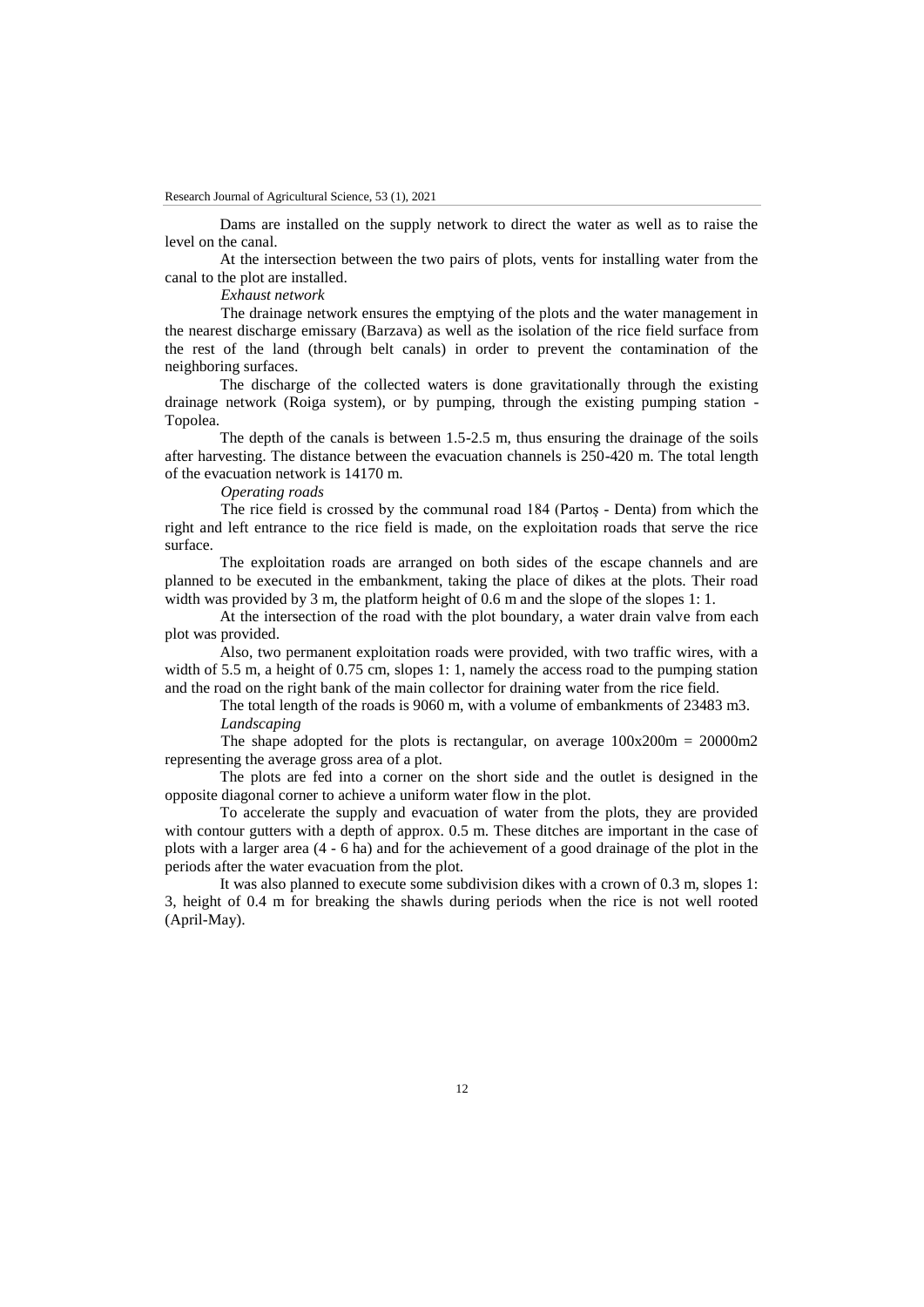Dams are installed on the supply network to direct the water as well as to raise the level on the canal.

At the intersection between the two pairs of plots, vents for installing water from the canal to the plot are installed.

*Exhaust network*

The drainage network ensures the emptying of the plots and the water management in the nearest discharge emissary (Barzava) as well as the isolation of the rice field surface from the rest of the land (through belt canals) in order to prevent the contamination of the neighboring surfaces.

The discharge of the collected waters is done gravitationally through the existing drainage network (Roiga system), or by pumping, through the existing pumping station - Topolea.

The depth of the canals is between 1.5-2.5 m, thus ensuring the drainage of the soils after harvesting. The distance between the evacuation channels is 250-420 m. The total length of the evacuation network is 14170 m.

*Operating roads*

The rice field is crossed by the communal road 184 (Partoș - Denta) from which the right and left entrance to the rice field is made, on the exploitation roads that serve the rice surface.

The exploitation roads are arranged on both sides of the escape channels and are planned to be executed in the embankment, taking the place of dikes at the plots. Their road width was provided by 3 m, the platform height of 0.6 m and the slope of the slopes 1: 1.

At the intersection of the road with the plot boundary, a water drain valve from each plot was provided.

Also, two permanent exploitation roads were provided, with two traffic wires, with a width of 5.5 m, a height of 0.75 cm, slopes 1: 1, namely the access road to the pumping station and the road on the right bank of the main collector for draining water from the rice field.

The total length of the roads is 9060 m, with a volume of embankments of 23483 m3.

*Landscaping*

The shape adopted for the plots is rectangular, on average 100x200m = 20000m2 representing the average gross area of a plot.

The plots are fed into a corner on the short side and the outlet is designed in the opposite diagonal corner to achieve a uniform water flow in the plot.

To accelerate the supply and evacuation of water from the plots, they are provided with contour gutters with a depth of approx. 0.5 m. These ditches are important in the case of plots with a larger area (4 - 6 ha) and for the achievement of a good drainage of the plot in the periods after the water evacuation from the plot.

It was also planned to execute some subdivision dikes with a crown of 0.3 m, slopes 1: 3, height of 0.4 m for breaking the shawls during periods when the rice is not well rooted (April-May).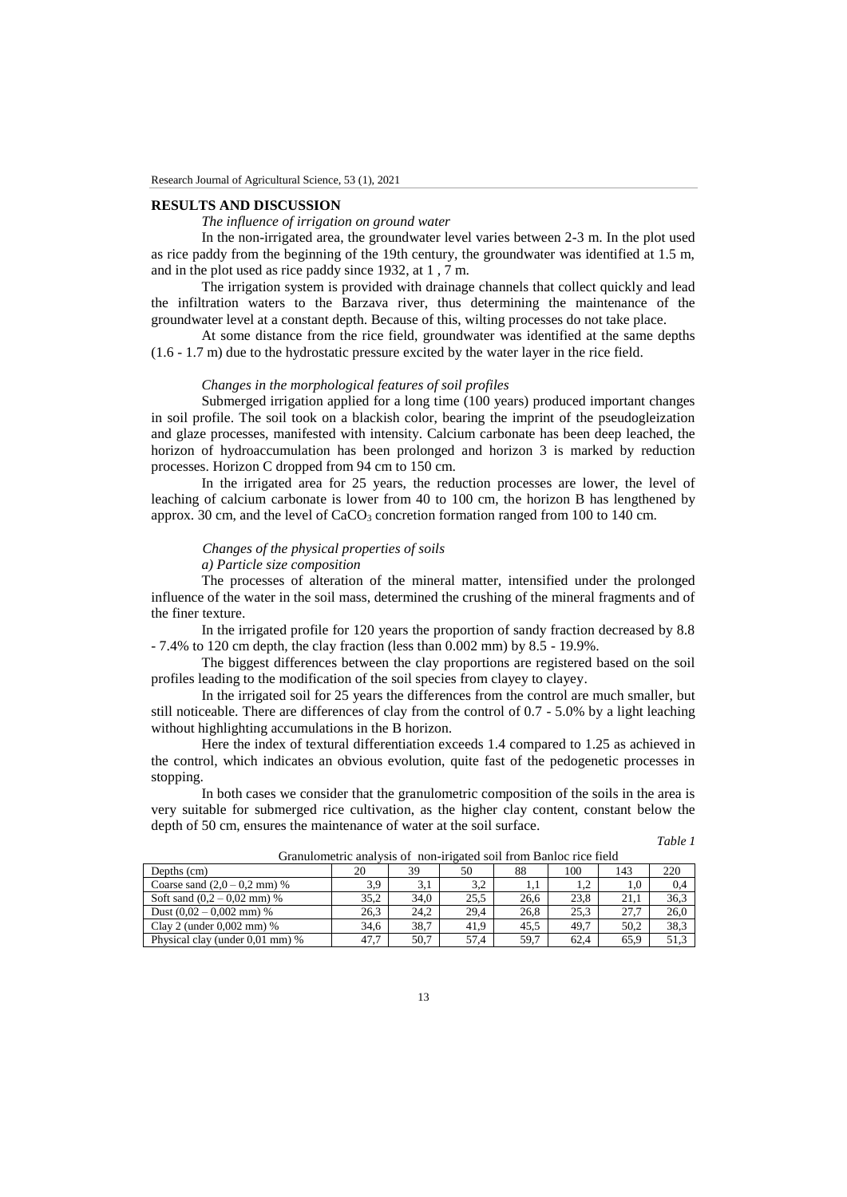## RESULTS AND DISCUSSION

*The influence of irrigation on ground water*

In the non-irrigated area, the groundwater level varies between 2-3 m. In the plot used as rice paddy from the beginning of the 19th century, the groundwater was identified at 1.5 m, and in the plot used as rice paddy since 1932, at 1 , 7 m.

The irrigation system is provided with drainage channels that collect quickly and lead the infiltration waters to the Barzava river, thus determining the maintenance of the groundwater level at a constant depth. Because of this, wilting processes do not take place.

At some distance from the rice field, groundwater was identified at the same depths (1.6 - 1.7 m) due to the hydrostatic pressure excited by the water layer in the rice field.

*Changes in the morphological features of soil profiles*

Submerged irrigation applied for a long time (100 years) produced important changes in soil profile. The soil took on a blackish color, bearing the imprint of the pseudogleization and glaze processes, manifested with intensity. Calcium carbonate has been deep leached, the horizon of hydroaccumulation has been prolonged and horizon 3 is marked by reduction processes. Horizon C dropped from 94 cm to 150 cm.

In the irrigated area for 25 years, the reduction processes are lower, the level of leaching of calcium carbonate is lower from 40 to 100 cm, the horizon B has lengthened by approx. 30 cm, and the level of $CaCO_3$ concretion formation ranged from 100 to 140 cm.

*Changes of the physical properties of soils*

*a) Particle size composition*

The processes of alteration of the mineral matter, intensified under the prolonged influence of the water in the soil mass, determined the crushing of the mineral fragments and of the finer texture.

In the irrigated profile for 120 years the proportion of sandy fraction decreased by 8.8 - 7.4% to 120 cm depth, the clay fraction (less than 0.002 mm) by 8.5 - 19.9%.

The biggest differences between the clay proportions are registered based on the soil profiles leading to the modification of the soil species from clayey to clayey.

In the irrigated soil for 25 years the differences from the control are much smaller, but still noticeable. There are differences of clay from the control of 0.7 - 5.0% by a light leaching without highlighting accumulations in the B horizon.

Here the index of textural differentiation exceeds 1.4 compared to 1.25 as achieved in the control, which indicates an obvious evolution, quite fast of the pedogenetic processes in stopping.

In both cases we consider that the granulometric composition of the soils in the area is very suitable for submerged rice cultivation, as the higher clay content, constant below the depth of 50 cm, ensures the maintenance of water at the soil surface.

*Table 1*

Granulometric analysis of non-irrigated soil from Banloc rice field

| Depths (cm) | 20 | 39 | 50 | 88 | 100 | 143 | 220 |
|---|---|---|---|---|---|---|---|
| Coarse sand (2,0 – 0,2 mm) % | 3,9 | 3,1 | 3,2 | 1,1 | 1,2 | 1,0 | 0,4 |
| Soft sand (0,2 – 0,02 mm) % | 35,2 | 34,0 | 25,5 | 26,6 | 23,8 | 21,1 | 36,3 |
| Dust (0,02 – 0,002 mm) % | 26,3 | 24,2 | 29,4 | 26,8 | 25,3 | 27,7 | 26,0 |
| Clay 2 (under 0,002 mm) % | 34,6 | 38,7 | 41,9 | 45,5 | 49,7 | 50,2 | 38,3 |
| Physical clay (under 0,01 mm) % | 47,7 | 50,7 | 57,4 | 59,7 | 62,4 | 65,9 | 51,3 |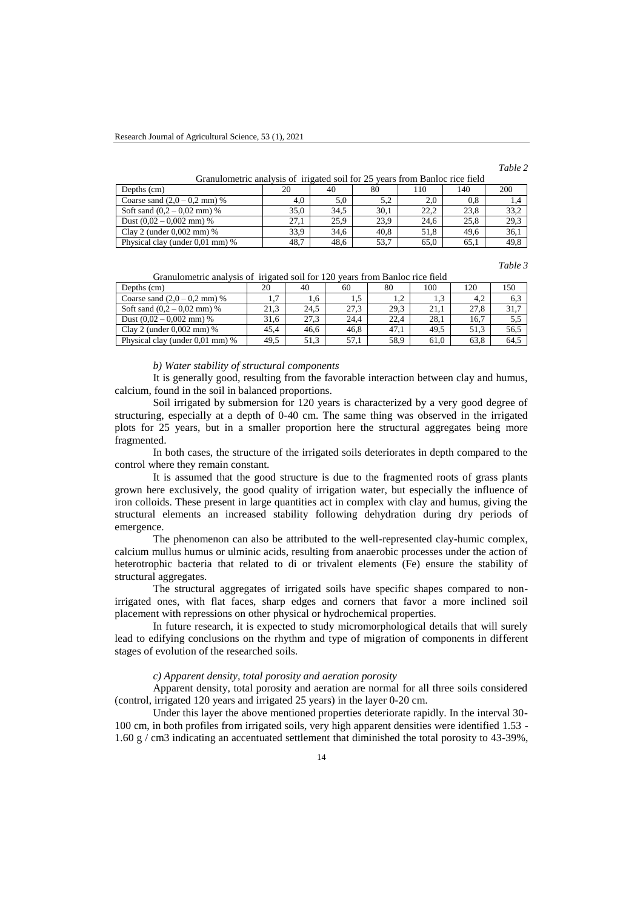*Table 2*

Granulometric analysis of irigated soil for 25 years from Banloc rice field

| Depths (cm) | 20 | 40 | 80 | 110 | 140 | 200 |
|---|---|---|---|---|---|---|
| Coarse sand (2,0 – 0,2 mm) % | 4,0 | 5,0 | 5,2 | 2,0 | 0,8 | 1,4 |
| Soft sand (0,2 – 0,02 mm) % | 35,0 | 34,5 | 30,1 | 22,2 | 23,8 | 33,2 |
| Dust (0,02 – 0,002 mm) % | 27,1 | 25,9 | 23,9 | 24,6 | 25,8 | 29,3 |
| Clay 2 (under 0,002 mm) % | 33,9 | 34,6 | 40,8 | 51,8 | 49,6 | 36,1 |
| Physical clay (under 0,01 mm) % | 48,7 | 48,6 | 53,7 | 65,0 | 65,1 | 49,8 |

*Table 3*

Granulometric analysis of irigated soil for 120 years from Banloc rice field

| Depths (cm) | 20 | 40 | 60 | 80 | 100 | 120 | 150 |
|---|---|---|---|---|---|---|---|
| Coarse sand (2,0 – 0,2 mm) % | 1,7 | 1,6 | 1,5 | 1,2 | 1,3 | 4,2 | 6,3 |
| Soft sand (0,2 – 0,02 mm) % | 21,3 | 24,5 | 27,3 | 29,3 | 21,1 | 27,8 | 31,7 |
| Dust (0,02 – 0,002 mm) % | 31,6 | 27,3 | 24,4 | 22,4 | 28,1 | 16,7 | 5,5 |
| Clay 2 (under 0,002 mm) % | 45,4 | 46,6 | 46,8 | 47,1 | 49,5 | 51,3 | 56,5 |
| Physical clay (under 0,01 mm) % | 49,5 | 51,3 | 57,1 | 58,9 | 61,0 | 63,8 | 64,5 |

*b) Water stability of structural components*

It is generally good, resulting from the favorable interaction between clay and humus, calcium, found in the soil in balanced proportions.

Soil irrigated by submersion for 120 years is characterized by a very good degree of structuring, especially at a depth of 0-40 cm. The same thing was observed in the irrigated plots for 25 years, but in a smaller proportion here the structural aggregates being more fragmented.

In both cases, the structure of the irrigated soils deteriorates in depth compared to the control where they remain constant.

It is assumed that the good structure is due to the fragmented roots of grass plants grown here exclusively, the good quality of irrigation water, but especially the influence of iron colloids. These present in large quantities act in complex with clay and humus, giving the structural elements an increased stability following dehydration during dry periods of emergence.

The phenomenon can also be attributed to the well-represented clay-humic complex, calcium mullus humus or ulminic acids, resulting from anaerobic processes under the action of heterotrophic bacteria that related to di or trivalent elements (Fe) ensure the stability of structural aggregates.

The structural aggregates of irrigated soils have specific shapes compared to non-irrigated ones, with flat faces, sharp edges and corners that favor a more inclined soil placement with repressions on other physical or hydrochemical properties.

In future research, it is expected to study micromorphological details that will surely lead to edifying conclusions on the rhythm and type of migration of components in different stages of evolution of the researched soils.

*c) Apparent density, total porosity and aeration porosity*

Apparent density, total porosity and aeration are normal for all three soils considered (control, irrigated 120 years and irrigated 25 years) in the layer 0-20 cm.

Under this layer the above mentioned properties deteriorate rapidly. In the interval 30-100 cm, in both profiles from irrigated soils, very high apparent densities were identified 1.53 - 1.60 g / cm3 indicating an accentuated settlement that diminished the total porosity to 43-39%,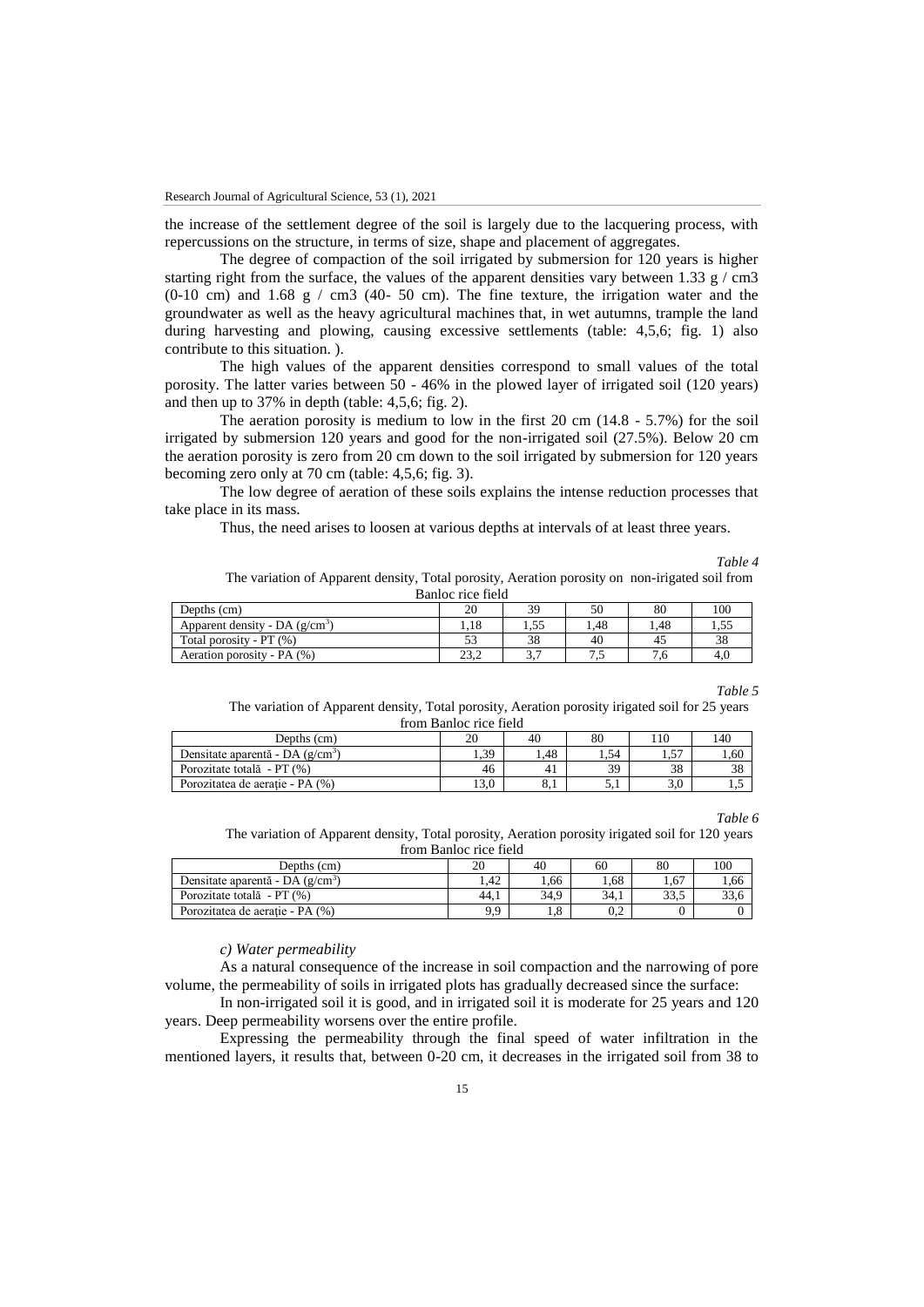the increase of the settlement degree of the soil is largely due to the lacquering process, with repercussions on the structure, in terms of size, shape and placement of aggregates.

The degree of compaction of the soil irrigated by submersion for 120 years is higher starting right from the surface, the values of the apparent densities vary between 1.33 g / cm3 (0-10 cm) and 1.68 g / cm3 (40- 50 cm). The fine texture, the irrigation water and the groundwater as well as the heavy agricultural machines that, in wet autumns, trample the land during harvesting and plowing, causing excessive settlements (table: 4,5,6; fig. 1) also contribute to this situation. ).

The high values of the apparent densities correspond to small values of the total porosity. The latter varies between 50 - 46% in the plowed layer of irrigated soil (120 years) and then up to 37% in depth (table: 4,5,6; fig. 2).

The aeration porosity is medium to low in the first 20 cm (14.8 - 5.7%) for the soil irrigated by submersion 120 years and good for the non-irrigated soil (27.5%). Below 20 cm the aeration porosity is zero from 20 cm down to the soil irrigated by submersion for 120 years becoming zero only at 70 cm (table: 4,5,6; fig. 3).

The low degree of aeration of these soils explains the intense reduction processes that take place in its mass.

Thus, the need arises to loosen at various depths at intervals of at least three years.

*Table 4*

The variation of Apparent density, Total porosity, Aeration porosity on non-irigated soil from Banloc rice field

| Depths (cm) | 20 | 39 | 50 | 80 | 100 |
|---|---|---|---|---|---|
| Apparent density - DA (g/cm$^3$) | 1,18 | 1,55 | 1,48 | 1,48 | 1,55 |
| Total porosity - PT (%) | 53 | 38 | 40 | 45 | 38 |
| Aeration porosity - PA (%) | 23,2 | 3,7 | 7,5 | 7,6 | 4,0 |

*Table 5*

The variation of Apparent density, Total porosity, Aeration porosity irigated soil for 25 years from Banloc rice field

| Depths (cm) | 20 | 40 | 80 | 110 | 140 |
|---|---|---|---|---|---|
| Densitate aparentă - DA (g/cm$^3$) | 1,39 | 1,48 | 1,54 | 1,57 | 1,60 |
| Porozitate totală - PT (%) | 46 | 41 | 39 | 38 | 38 |
| Porozitatea de aerație - PA (%) | 13,0 | 8,1 | 5,1 | 3,0 | 1,5 |

*Table 6*

The variation of Apparent density, Total porosity, Aeration porosity irigated soil for 120 years from Banloc rice field

| Depths (cm) | 20 | 40 | 60 | 80 | 100 |
|---|---|---|---|---|---|
| Densitate aparentă - DA (g/cm$^3$) | 1,42 | 1,66 | 1,68 | 1,67 | 1,66 |
| Porozitate totală - PT (%) | 44,1 | 34,9 | 34,1 | 33,5 | 33,6 |
| Porozitatea de aerație - PA (%) | 9,9 | 1,8 | 0,2 | 0 | 0 |

*c) Water permeability*

As a natural consequence of the increase in soil compaction and the narrowing of pore volume, the permeability of soils in irrigated plots has gradually decreased since the surface:

In non-irrigated soil it is good, and in irrigated soil it is moderate for 25 years and 120 years. Deep permeability worsens over the entire profile.

Expressing the permeability through the final speed of water infiltration in the mentioned layers, it results that, between 0-20 cm, it decreases in the irrigated soil from 38 to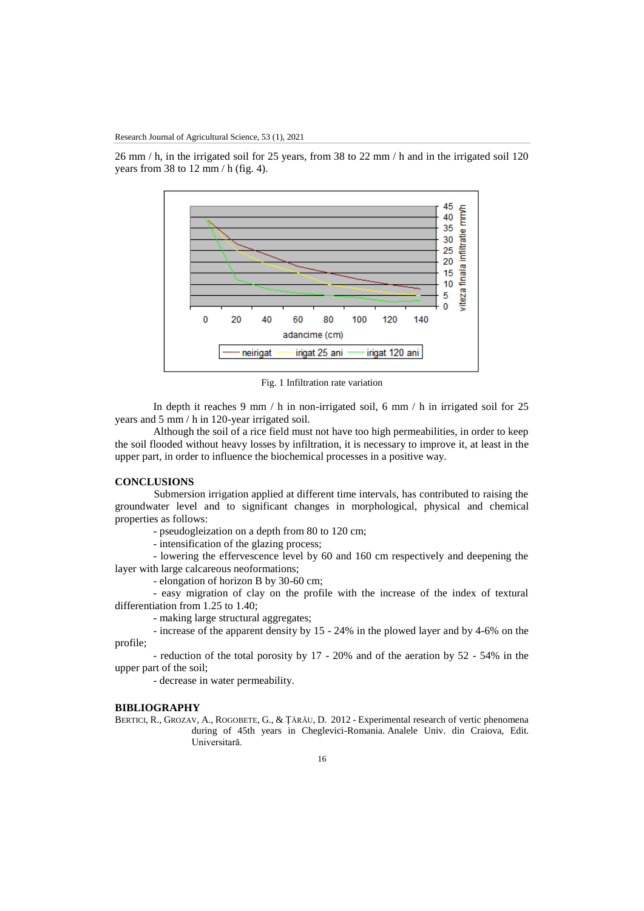26 mm / h, in the irrigated soil for 25 years, from 38 to 22 mm / h and in the irrigated soil 120 years from 38 to 12 mm / h (fig. 4).

Fig. 1 Infiltration rate variation

In depth it reaches 9 mm / h in non-irrigated soil, 6 mm / h in irrigated soil for 25 years and 5 mm / h in 120-year irrigated soil.

Although the soil of a rice field must not have too high permeabilities, in order to keep the soil flooded without heavy losses by infiltration, it is necessary to improve it, at least in the upper part, in order to influence the biochemical processes in a positive way.

## CONCLUSIONS

Submersion irrigation applied at different time intervals, has contributed to raising the groundwater level and to significant changes in morphological, physical and chemical properties as follows:

- pseudogleization on a depth from 80 to 120 cm;
- intensification of the glazing process;
- lowering the effervescence level by 60 and 160 cm respectively and deepening the layer with large calcareous neoformations;
- elongation of horizon B by 30-60 cm;
- easy migration of clay on the profile with the increase of the index of textural differentiation from 1.25 to 1.40;
- making large structural aggregates;
- increase of the apparent density by 15 - 24% in the plowed layer and by 4-6% on the profile;
- reduction of the total porosity by 17 - 20% and of the aeration by 52 - 54% in the upper part of the soil;
- decrease in water permeability.

## BIBLIOGRAPHY

BERTICI, R., GROZAV, A., ROGOBETE, G., & ȚĂRĂU, D. 2012 - Experimental research of vertic phenomena during of 45th years in Cheglevici-Romania. Analele Univ. din Craiova, Edit. Universitară.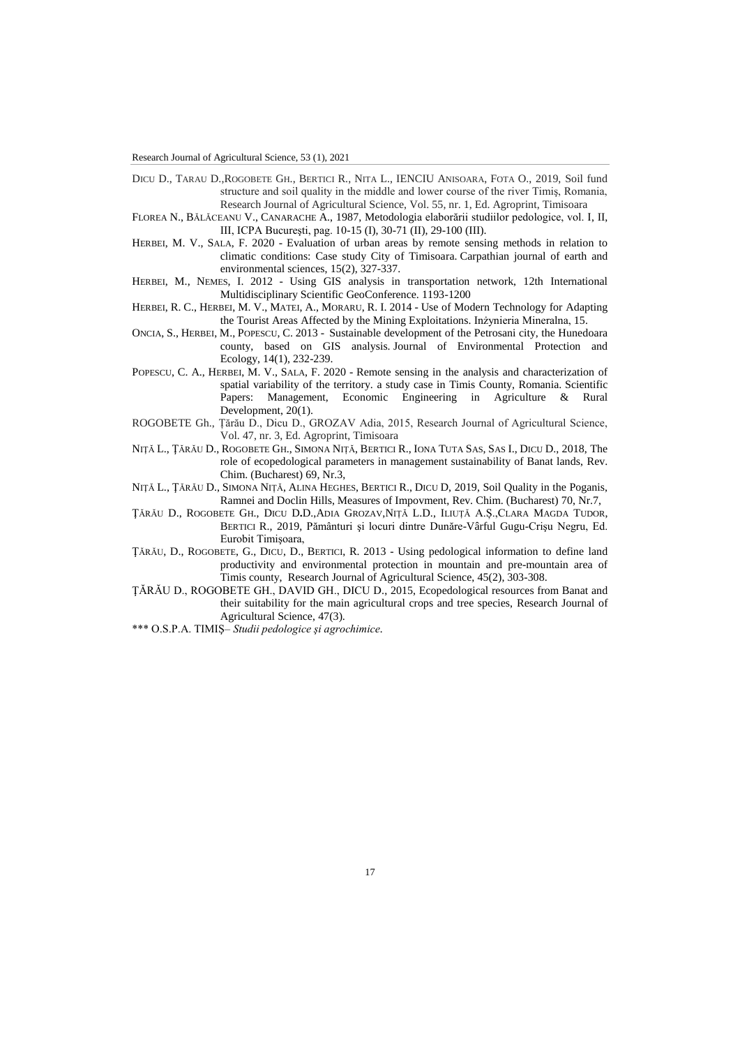DICU D., TARAU D.,ROGOBETE GH., BERTICI R., NITA L., IENCIU ANISOARA, FOTA O., 2019, Soil fund structure and soil quality in the middle and lower course of the river Timiş, Romania, Research Journal of Agricultural Science, Vol. 55, nr. 1, Ed. Agroprint, Timisoara

FLOREA N., BĂLĂCEANU V., CANARACHE A., 1987, Metodologia elaborării studiilor pedologice, vol. I, II, III, ICPA Bucureşti, pag. 10-15 (I), 30-71 (II), 29-100 (III).

HERBEI, M. V., SALA, F. 2020 - Evaluation of urban areas by remote sensing methods in relation to climatic conditions: Case study City of Timisoara. Carpathian journal of earth and environmental sciences, 15(2), 327-337.

HERBEI, M., NEMES, I. 2012 - Using GIS analysis in transportation network, 12th International Multidisciplinary Scientific GeoConference. 1193-1200

HERBEI, R. C., HERBEI, M. V., MATEI, A., MORARU, R. I. 2014 - Use of Modern Technology for Adapting the Tourist Areas Affected by the Mining Exploitations. Inżynieria Mineralna, 15.

ONCIA, S., HERBEI, M., POPESCU, C. 2013 - Sustainable development of the Petrosani city, the Hunedoara county, based on GIS analysis. Journal of Environmental Protection and Ecology, 14(1), 232-239.

POPESCU, C. A., HERBEI, M. V., SALA, F. 2020 - Remote sensing in the analysis and characterization of spatial variability of the territory. a study case in Timis County, Romania. Scientific Papers: Management, Economic Engineering in Agriculture & Rural Development, 20(1).

ROGOBETE Gh., Țărău D., Dicu D., GROZAV Adia, 2015, Research Journal of Agricultural Science, Vol. 47, nr. 3, Ed. Agroprint, Timisoara

NIȚĂ L., ȚĂRĂU D., ROGOBETE GH., SIMONA NIȚĂ, BERTICI R., IONA TUTA SAS, SAS I., DICU D., 2018, The role of ecopedological parameters in management sustainability of Banat lands, Rev. Chim. (Bucharest) 69, Nr.3,

NIȚĂ L., ȚĂRĂU D., SIMONA NIȚĂ, ALINA HEGHES, BERTICI R., DICU D, 2019, Soil Quality in the Poganis, Ramnei and Doclin Hills, Measures of Impovment, Rev. Chim. (Bucharest) 70, Nr.7,

ȚĂRĂU D., ROGOBETE GH., DICU D.D.,ADIA GROZAV,NIȚĂ L.D., ILIUȚĂ A.Ș.,CLARA MAGDA TUDOR, BERTICI R., 2019, Pământuri şi locuri dintre Dunăre-Vârful Gugu-Crişu Negru, Ed. Eurobit Timişoara,

ȚĂRĂU, D., ROGOBETE, G., DICU, D., BERTICI, R. 2013 - Using pedological information to define land productivity and environmental protection in mountain and pre-mountain area of Timis county, Research Journal of Agricultural Science, 45(2), 303-308.

ȚĂRĂU D., ROGOBETE GH., DAVID GH., DICU D., 2015, Ecopedological resources from Banat and their suitability for the main agricultural crops and tree species, Research Journal of Agricultural Science, 47(3).

*** O.S.P.A. TIMIŞ– *Studii pedologice şi agrochimice.*